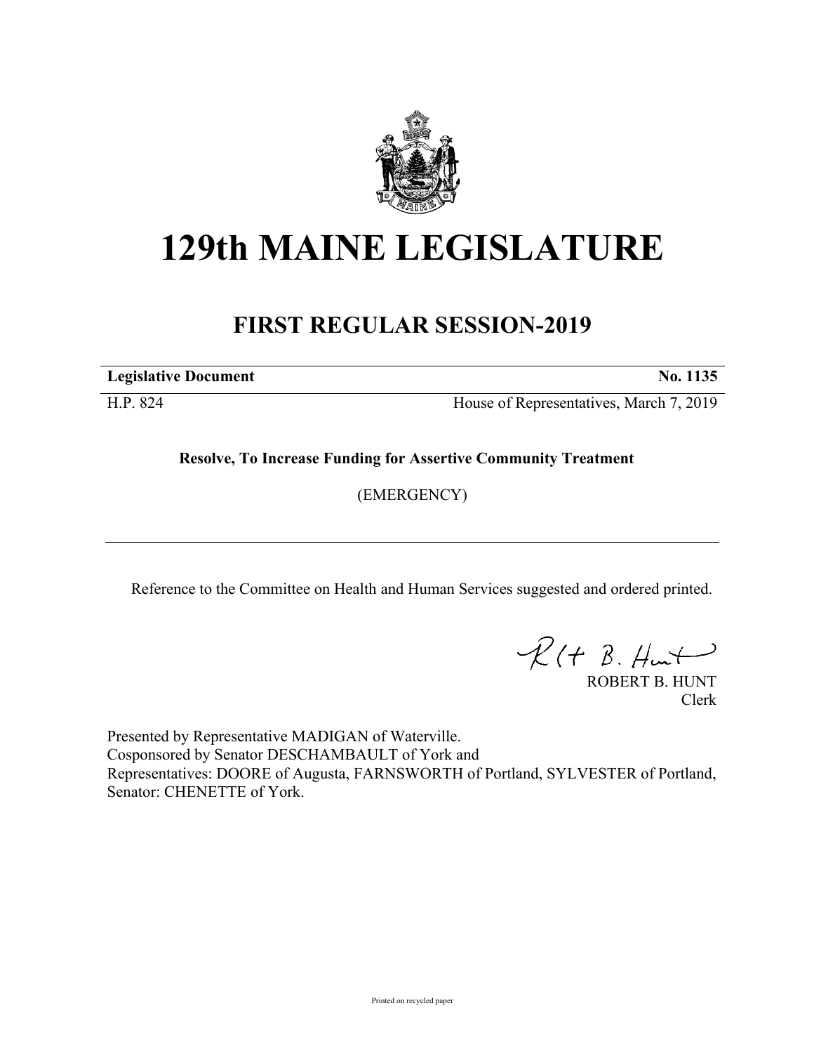# 129th MAINE LEGISLATURE

## FIRST REGULAR SESSION-2019

**Legislative Document** **No. 1135**

H.P. 824 House of Representatives, March 7, 2019

**Resolve, To Increase Funding for Assertive Community Treatment**

(EMERGENCY)

---

Reference to the Committee on Health and Human Services suggested and ordered printed.

ROBERT B. HUNT
Clerk

Presented by Representative MADIGAN of Waterville.
Cosponsored by Senator DESCHAMBAULT of York and
Representatives: DOORE of Augusta, FARNSWORTH of Portland, SYLVESTER of Portland, Senator: CHENETTE of York.

Printed on recycled paper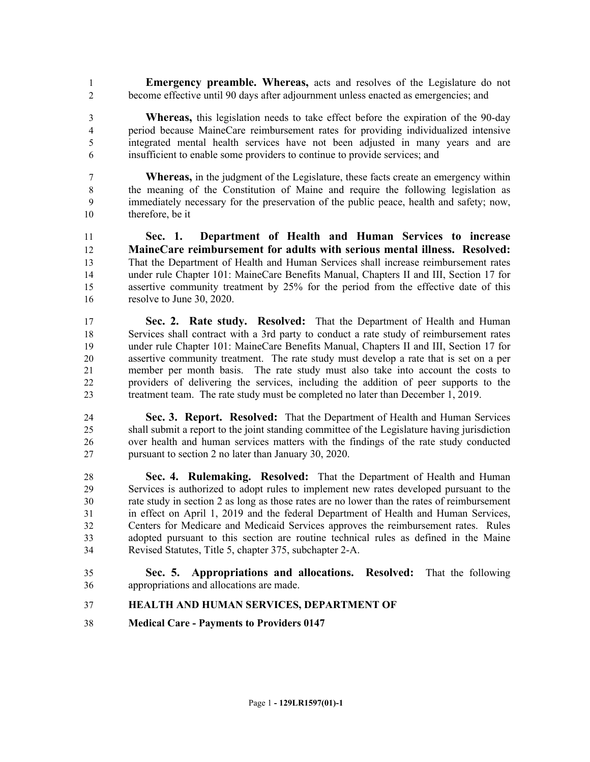**Emergency preamble. Whereas,** acts and resolves of the Legislature do not become effective until 90 days after adjournment unless enacted as emergencies; and

**Whereas,** this legislation needs to take effect before the expiration of the 90-day period because MaineCare reimbursement rates for providing individualized intensive integrated mental health services have not been adjusted in many years and are insufficient to enable some providers to continue to provide services; and

**Whereas,** in the judgment of the Legislature, these facts create an emergency within the meaning of the Constitution of Maine and require the following legislation as immediately necessary for the preservation of the public peace, health and safety; now, therefore, be it

**Sec. 1. Department of Health and Human Services to increase MaineCare reimbursement for adults with serious mental illness. Resolved:** That the Department of Health and Human Services shall increase reimbursement rates under rule Chapter 101: MaineCare Benefits Manual, Chapters II and III, Section 17 for assertive community treatment by 25% for the period from the effective date of this resolve to June 30, 2020.

**Sec. 2. Rate study. Resolved:** That the Department of Health and Human Services shall contract with a 3rd party to conduct a rate study of reimbursement rates under rule Chapter 101: MaineCare Benefits Manual, Chapters II and III, Section 17 for assertive community treatment. The rate study must develop a rate that is set on a per member per month basis. The rate study must also take into account the costs to providers of delivering the services, including the addition of peer supports to the treatment team. The rate study must be completed no later than December 1, 2019.

**Sec. 3. Report. Resolved:** That the Department of Health and Human Services shall submit a report to the joint standing committee of the Legislature having jurisdiction over health and human services matters with the findings of the rate study conducted pursuant to section 2 no later than January 30, 2020.

**Sec. 4. Rulemaking. Resolved:** That the Department of Health and Human Services is authorized to adopt rules to implement new rates developed pursuant to the rate study in section 2 as long as those rates are no lower than the rates of reimbursement in effect on April 1, 2019 and the federal Department of Health and Human Services, Centers for Medicare and Medicaid Services approves the reimbursement rates. Rules adopted pursuant to this section are routine technical rules as defined in the Maine Revised Statutes, Title 5, chapter 375, subchapter 2-A.

**Sec. 5. Appropriations and allocations. Resolved:** That the following appropriations and allocations are made.

**HEALTH AND HUMAN SERVICES, DEPARTMENT OF**

**Medical Care - Payments to Providers 0147**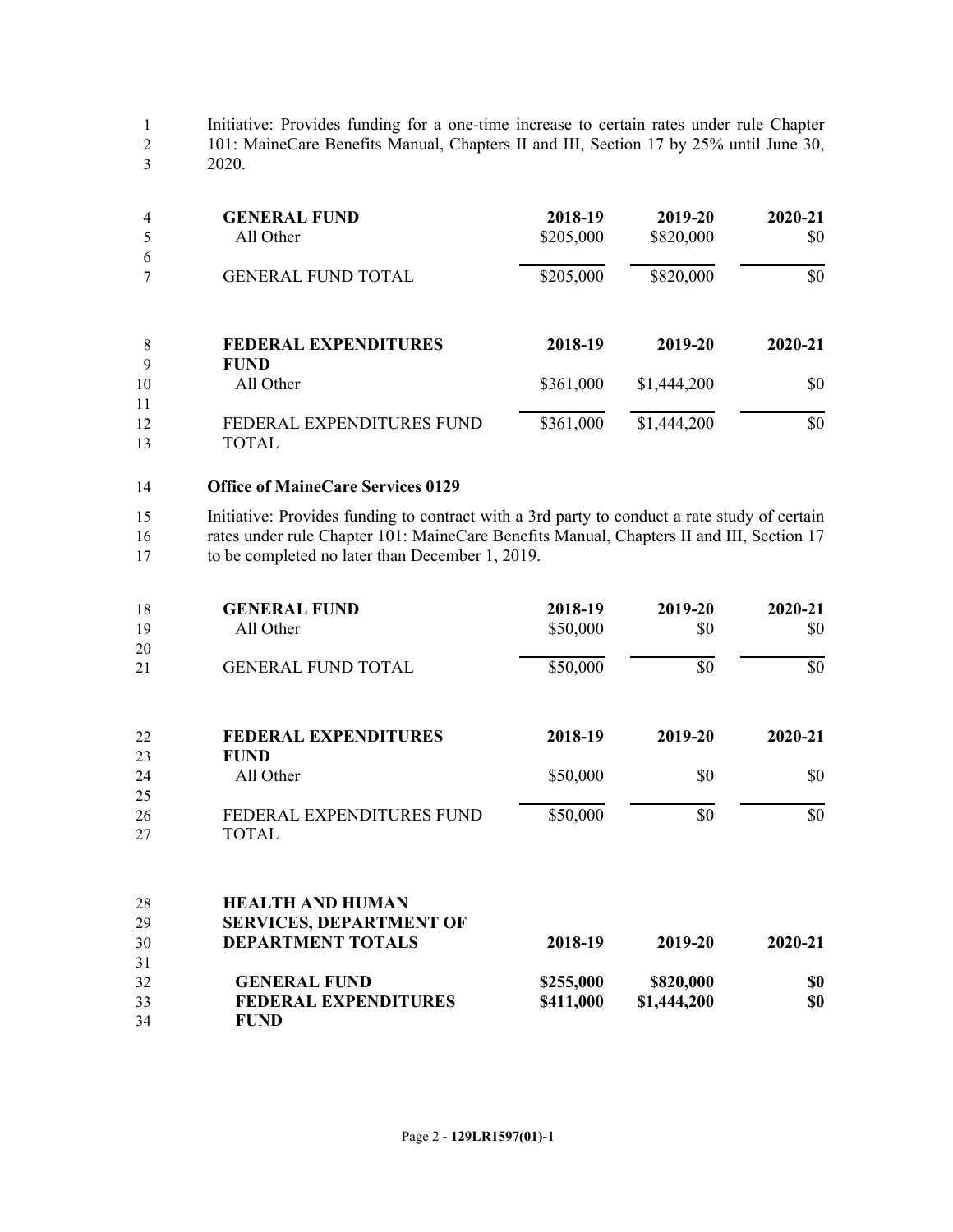Initiative: Provides funding for a one-time increase to certain rates under rule Chapter 101: MaineCare Benefits Manual, Chapters II and III, Section 17 by 25% until June 30, 2020.

| GENERAL FUND | 2018-19 | 2019-20 | 2020-21 |
|---|---|---|---|
| All Other | $205,000 | $820,000 | $0 |
| GENERAL FUND TOTAL | $205,000 | $820,000 | $0 |

| FEDERAL EXPENDITURES FUND | 2018-19 | 2019-20 | 2020-21 |
|---|---|---|---|
| All Other | $361,000 | $1,444,200 | $0 |
| FEDERAL EXPENDITURES FUND TOTAL | $361,000 | $1,444,200 | $0 |

**Office of MaineCare Services 0129**

Initiative: Provides funding to contract with a 3rd party to conduct a rate study of certain rates under rule Chapter 101: MaineCare Benefits Manual, Chapters II and III, Section 17 to be completed no later than December 1, 2019.

| GENERAL FUND | 2018-19 | 2019-20 | 2020-21 |
|---|---|---|---|
| All Other | $50,000 | $0 | $0 |
| GENERAL FUND TOTAL | $50,000 | $0 | $0 |

| FEDERAL EXPENDITURES FUND | 2018-19 | 2019-20 | 2020-21 |
|---|---|---|---|
| All Other | $50,000 | $0 | $0 |
| FEDERAL EXPENDITURES FUND TOTAL | $50,000 | $0 | $0 |

| **HEALTH AND HUMAN SERVICES, DEPARTMENT OF DEPARTMENT TOTALS** | **2018-19** | **2019-20** | **2020-21** |
|---|---|---|---|
| **GENERAL FUND** | **$255,000** | **$820,000** | **$0** |
| **FEDERAL EXPENDITURES FUND** | **$411,000** | **$1,444,200** | **$0** |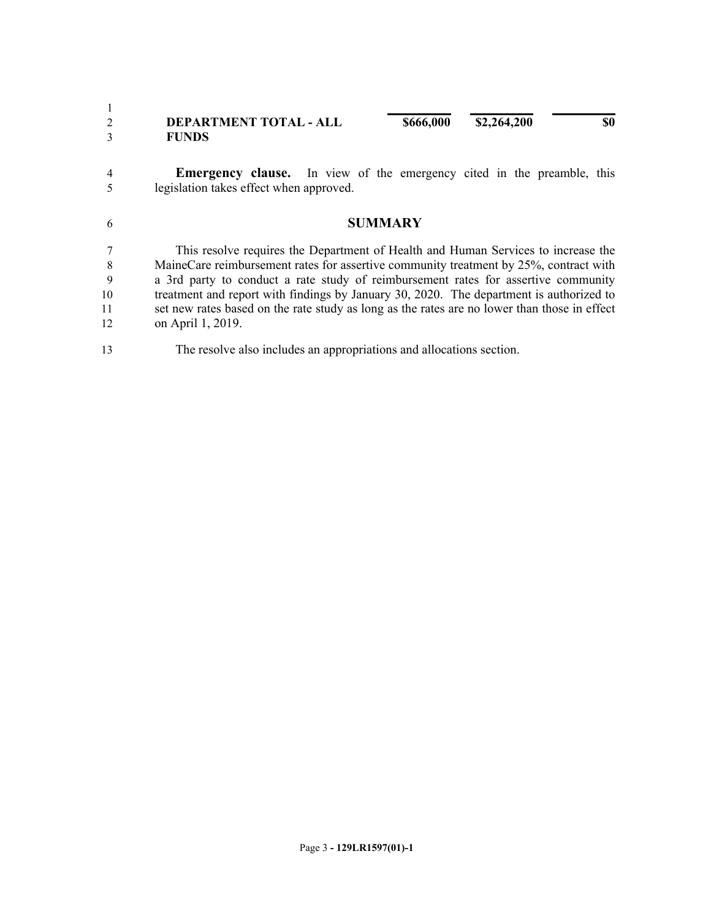| | | | |
|---|---|---|---|
| **DEPARTMENT TOTAL - ALL FUNDS** | **$666,000** | **$2,264,200** | **$0** |

**Emergency clause.** In view of the emergency cited in the preamble, this legislation takes effect when approved.

## SUMMARY

This resolve requires the Department of Health and Human Services to increase the MaineCare reimbursement rates for assertive community treatment by 25%, contract with a 3rd party to conduct a rate study of reimbursement rates for assertive community treatment and report with findings by January 30, 2020. The department is authorized to set new rates based on the rate study as long as the rates are no lower than those in effect on April 1, 2019.

The resolve also includes an appropriations and allocations section.